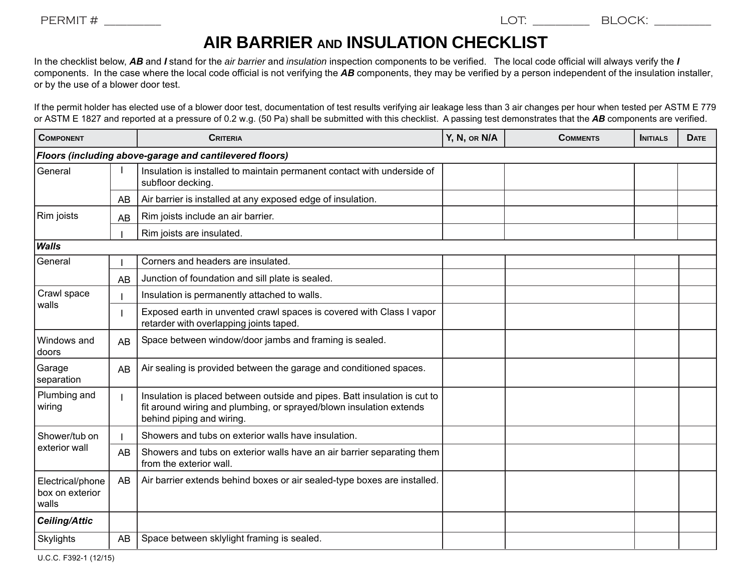PERMIT # ________ LOT: ________ BLOCK: ________

# AIR BARRIER AND INSULATION CHECKLIST

In the checklist below, ***AB*** and ***I*** stand for the *air barrier* and *insulation* inspection components to be verified. The local code official will always verify the ***I*** components. In the case where the local code official is not verifying the ***AB*** components, they may be verified by a person independent of the insulation installer, or by the use of a blower door test.

If the permit holder has elected use of a blower door test, documentation of test results verifying air leakage less than 3 air changes per hour when tested per ASTM E 779 or ASTM E 1827 and reported at a pressure of 0.2 w.g. (50 Pa) shall be submitted with this checklist. A passing test demonstrates that the ***AB*** components are verified.

| COMPONENT | | CRITERIA | Y, N, OR N/A | COMMENTS | INITIALS | DATE |
|---|---|---|---|---|---|---|
| ***Floors (including above-garage and cantilevered floors)*** | | | | | | |
| General | I | Insulation is installed to maintain permanent contact with underside of subfloor decking. | | | | |
| | AB | Air barrier is installed at any exposed edge of insulation. | | | | |
| Rim joists | AB | Rim joists include an air barrier. | | | | |
| | I | Rim joists are insulated. | | | | |
| ***Walls*** | | | | | | |
| General | I | Corners and headers are insulated. | | | | |
| | AB | Junction of foundation and sill plate is sealed. | | | | |
| Crawl space walls | I | Insulation is permanently attached to walls. | | | | |
| | I | Exposed earth in unvented crawl spaces is covered with Class I vapor retarder with overlapping joints taped. | | | | |
| Windows and doors | AB | Space between window/door jambs and framing is sealed. | | | | |
| Garage separation | AB | Air sealing is provided between the garage and conditioned spaces. | | | | |
| Plumbing and wiring | I | Insulation is placed between outside and pipes. Batt insulation is cut to fit around wiring and plumbing, or sprayed/blown insulation extends behind piping and wiring. | | | | |
| Shower/tub on exterior wall | I | Showers and tubs on exterior walls have insulation. | | | | |
| | AB | Showers and tubs on exterior walls have an air barrier separating them from the exterior wall. | | | | |
| Electrical/phone box on exterior walls | AB | Air barrier extends behind boxes or air sealed-type boxes are installed. | | | | |
| ***Ceiling/Attic*** | | | | | | |
| Skylights | AB | Space between sklylight framing is sealed. | | | | |

U.C.C. F392-1 (12/15)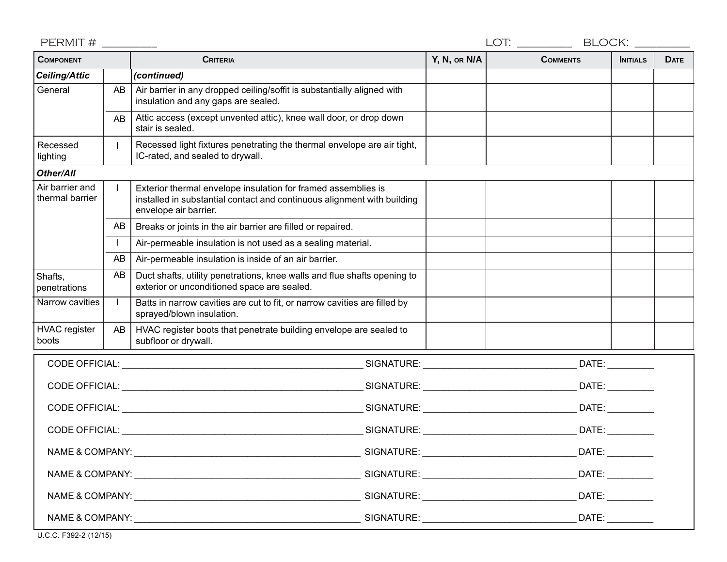PERMIT # ________ LOT: ________ BLOCK: ________

| COMPONENT | | CRITERIA | Y, N, OR N/A | COMMENTS | INITIALS | DATE |
|---|---|---|---|---|---|---|
| ***Ceiling/Attic*** | | ***(continued)*** | | | | |
| General | AB | Air barrier in any dropped ceiling/soffit is substantially aligned with insulation and any gaps are sealed. | | | | |
| | AB | Attic access (except unvented attic), knee wall door, or drop down stair is sealed. | | | | |
| Recessed lighting | I | Recessed light fixtures penetrating the thermal envelope are air tight, IC-rated, and sealed to drywall. | | | | |
| ***Other/All*** | | | | | | |
| Air barrier and thermal barrier | I | Exterior thermal envelope insulation for framed assemblies is installed in substantial contact and continuous alignment with building envelope air barrier. | | | | |
| | AB | Breaks or joints in the air barrier are filled or repaired. | | | | |
| | I | Air-permeable insulation is not used as a sealing material. | | | | |
| | AB | Air-permeable insulation is inside of an air barrier. | | | | |
| Shafts, penetrations | AB | Duct shafts, utility penetrations, knee walls and flue shafts opening to exterior or unconditioned space are sealed. | | | | |
| Narrow cavities | I | Batts in narrow cavities are cut to fit, or narrow cavities are filled by sprayed/blown insulation. | | | | |
| HVAC register boots | AB | HVAC register boots that penetrate building envelope are sealed to subfloor or drywall. | | | | |

CODE OFFICIAL: ______________________________ SIGNATURE: ______________________ DATE: ________

CODE OFFICIAL: ______________________________ SIGNATURE: ______________________ DATE: ________

CODE OFFICIAL: ______________________________ SIGNATURE: ______________________ DATE: ________

CODE OFFICIAL: ______________________________ SIGNATURE: ______________________ DATE: ________

NAME & COMPANY: ____________________________ SIGNATURE: ______________________ DATE: ________

NAME & COMPANY: ____________________________ SIGNATURE: ______________________ DATE: ________

NAME & COMPANY: ____________________________ SIGNATURE: ______________________ DATE: ________

NAME & COMPANY: ____________________________ SIGNATURE: ______________________ DATE: ________

U.C.C. F392-2 (12/15)